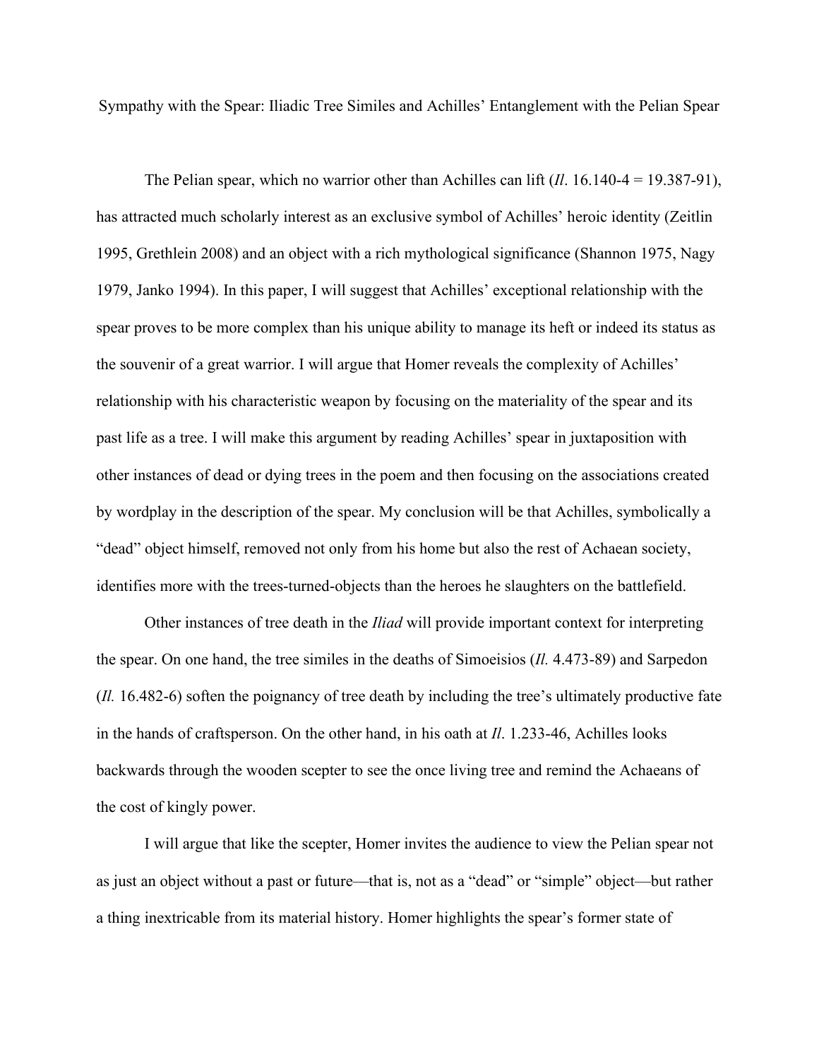# Sympathy with the Spear: Iliadic Tree Similes and Achilles' Entanglement with the Pelian Spear

The Pelian spear, which no warrior other than Achilles can lift (*Il*. 16.140-4 = 19.387-91), has attracted much scholarly interest as an exclusive symbol of Achilles' heroic identity (Zeitlin 1995, Grethlein 2008) and an object with a rich mythological significance (Shannon 1975, Nagy 1979, Janko 1994). In this paper, I will suggest that Achilles' exceptional relationship with the spear proves to be more complex than his unique ability to manage its heft or indeed its status as the souvenir of a great warrior. I will argue that Homer reveals the complexity of Achilles' relationship with his characteristic weapon by focusing on the materiality of the spear and its past life as a tree. I will make this argument by reading Achilles' spear in juxtaposition with other instances of dead or dying trees in the poem and then focusing on the associations created by wordplay in the description of the spear. My conclusion will be that Achilles, symbolically a "dead" object himself, removed not only from his home but also the rest of Achaean society, identifies more with the trees-turned-objects than the heroes he slaughters on the battlefield.

Other instances of tree death in the *Iliad* will provide important context for interpreting the spear. On one hand, the tree similes in the deaths of Simoeisios (*Il.* 4.473-89) and Sarpedon (*Il.* 16.482-6) soften the poignancy of tree death by including the tree's ultimately productive fate in the hands of craftsperson. On the other hand, in his oath at *Il*. 1.233-46, Achilles looks backwards through the wooden scepter to see the once living tree and remind the Achaeans of the cost of kingly power.

I will argue that like the scepter, Homer invites the audience to view the Pelian spear not as just an object without a past or future—that is, not as a "dead" or "simple" object—but rather a thing inextricable from its material history. Homer highlights the spear's former state of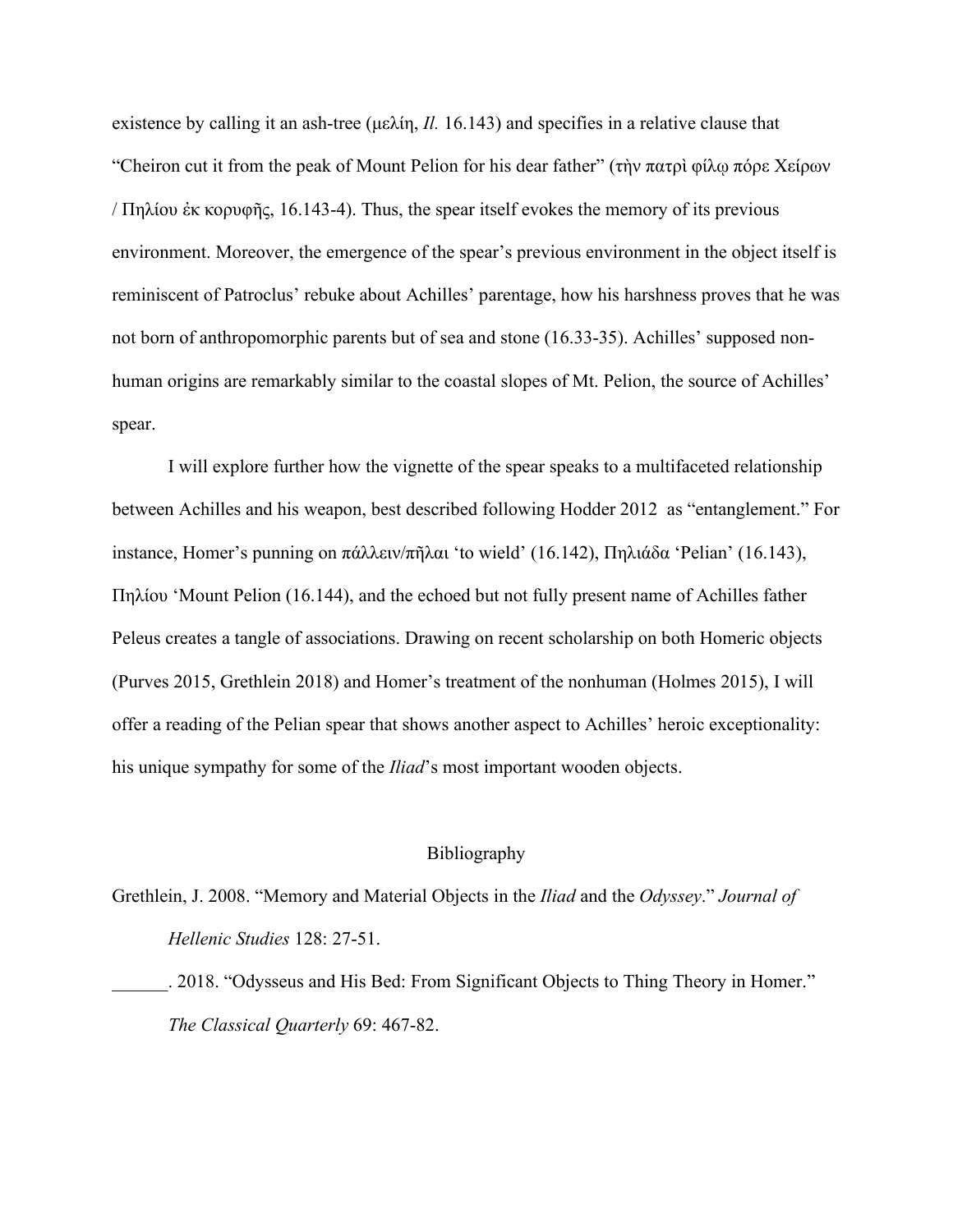existence by calling it an ash-tree (μελίη, *Il.* 16.143) and specifies in a relative clause that "Cheiron cut it from the peak of Mount Pelion for his dear father" (τὴν πατρὶ φίλῳ πόρε Χείρων / Πηλίου ἐκ κορυφῆς, 16.143-4). Thus, the spear itself evokes the memory of its previous environment. Moreover, the emergence of the spear's previous environment in the object itself is reminiscent of Patroclus' rebuke about Achilles' parentage, how his harshness proves that he was not born of anthropomorphic parents but of sea and stone (16.33-35). Achilles' supposed non-human origins are remarkably similar to the coastal slopes of Mt. Pelion, the source of Achilles' spear.

I will explore further how the vignette of the spear speaks to a multifaceted relationship between Achilles and his weapon, best described following Hodder 2012 as "entanglement." For instance, Homer's punning on πάλλειν/πῆλαι 'to wield' (16.142), Πηλιάδα 'Pelian' (16.143), Πηλίου 'Mount Pelion (16.144), and the echoed but not fully present name of Achilles father Peleus creates a tangle of associations. Drawing on recent scholarship on both Homeric objects (Purves 2015, Grethlein 2018) and Homer's treatment of the nonhuman (Holmes 2015), I will offer a reading of the Pelian spear that shows another aspect to Achilles' heroic exceptionality: his unique sympathy for some of the *Iliad*'s most important wooden objects.

## Bibliography

Grethlein, J. 2008. "Memory and Material Objects in the *Iliad* and the *Odyssey*." *Journal of Hellenic Studies* 128: 27-51.

______. 2018. "Odysseus and His Bed: From Significant Objects to Thing Theory in Homer." *The Classical Quarterly* 69: 467-82.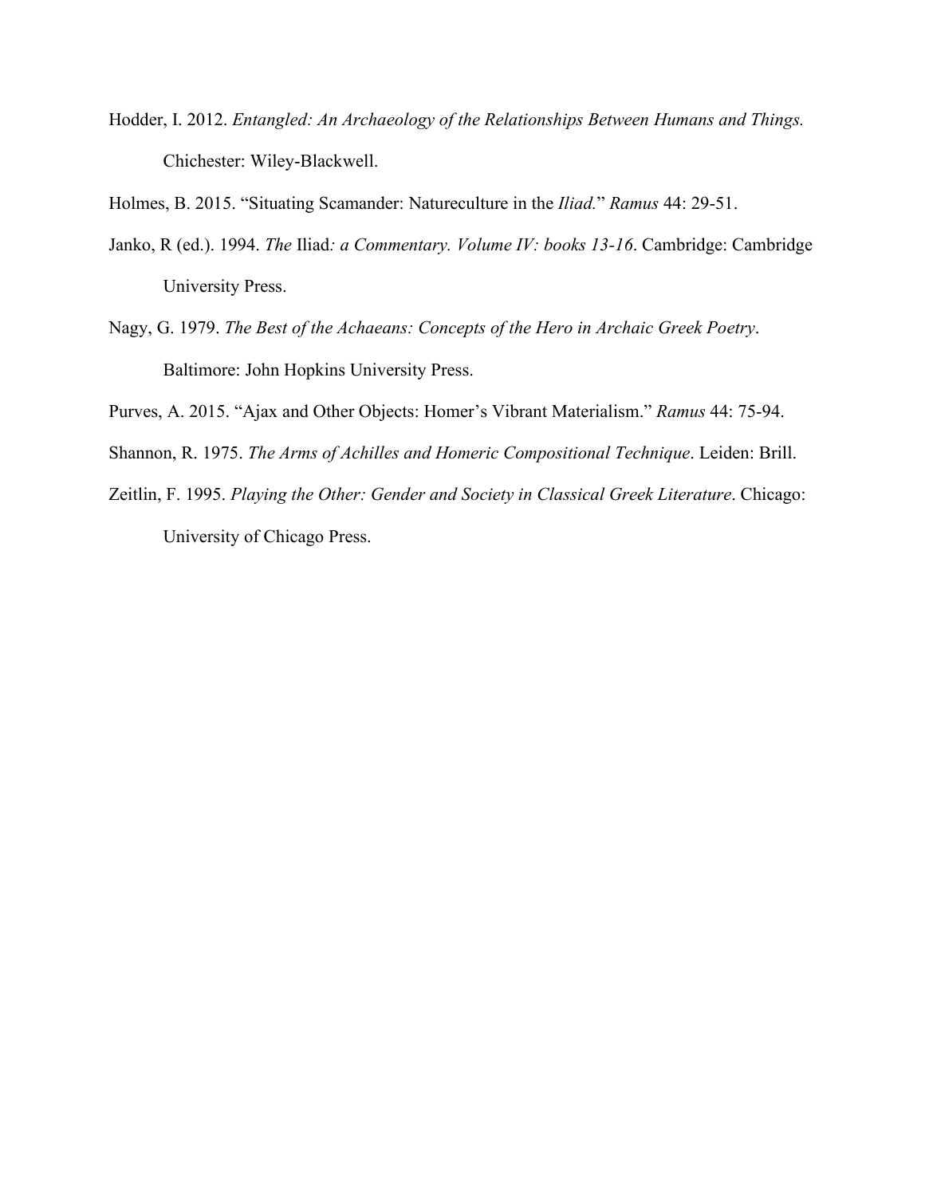Hodder, I. 2012. *Entangled: An Archaeology of the Relationships Between Humans and Things.* Chichester: Wiley-Blackwell.

Holmes, B. 2015. "Situating Scamander: Natureculture in the *Iliad.*" *Ramus* 44: 29-51.

Janko, R (ed.). 1994. *The* Iliad*: a Commentary. Volume IV: books 13-16*. Cambridge: Cambridge University Press.

Nagy, G. 1979. *The Best of the Achaeans: Concepts of the Hero in Archaic Greek Poetry*. Baltimore: John Hopkins University Press.

Purves, A. 2015. "Ajax and Other Objects: Homer's Vibrant Materialism." *Ramus* 44: 75-94.

Shannon, R. 1975. *The Arms of Achilles and Homeric Compositional Technique*. Leiden: Brill.

Zeitlin, F. 1995. *Playing the Other: Gender and Society in Classical Greek Literature*. Chicago: University of Chicago Press.